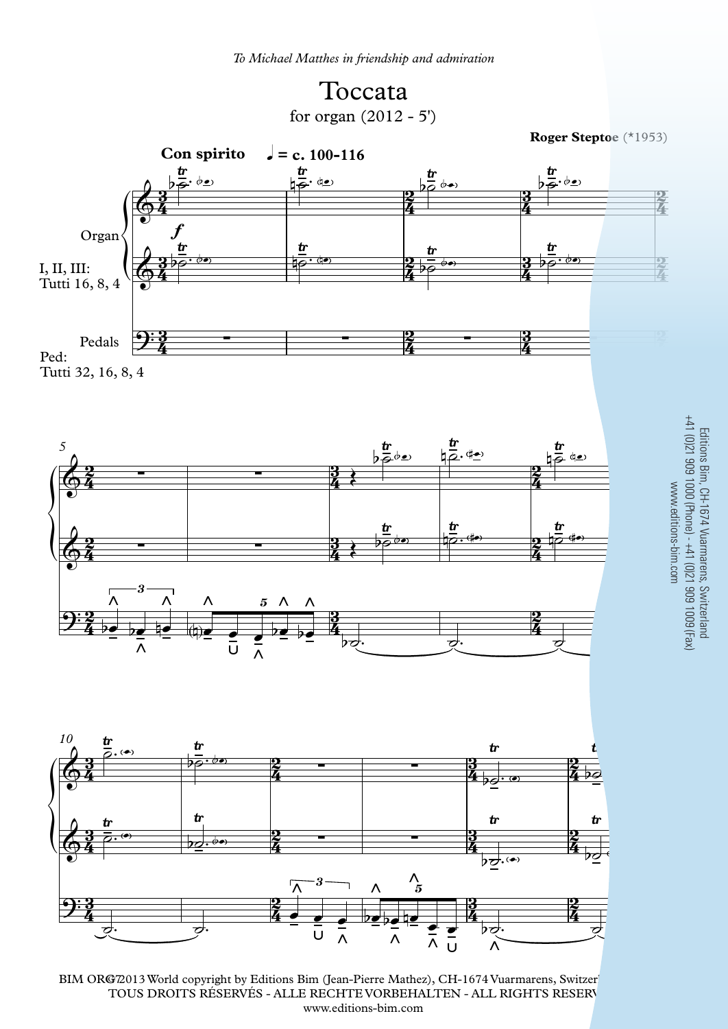*To Michael Matthes in friendship and admiration*

# Toccata

for organ (2012 - 5')

**Roger Steptoe** (*1953)

**Con spirito** ♩ = c. 100-116

Organ

I, II, III: Tutti 16, 8, 4

Pedals

Ped: Tutti 32, 16, 8, 4

Editions Bim, CH-1674 Vuarmarens, Switzerland
+41 (0)21 909 1000 (Phone) - +41 (0)21 909 1009 (Fax)
www.editions-bim.com

BIM ORG7 ©2013 World copyright by Editions Bim (Jean-Pierre Mathez), CH-1674 Vuarmarens, Switzer
TOUS DROITS RÉSERVÉS - ALLE RECHTE VORBEHALTEN - ALL RIGHTS RESERV
www.editions-bim.com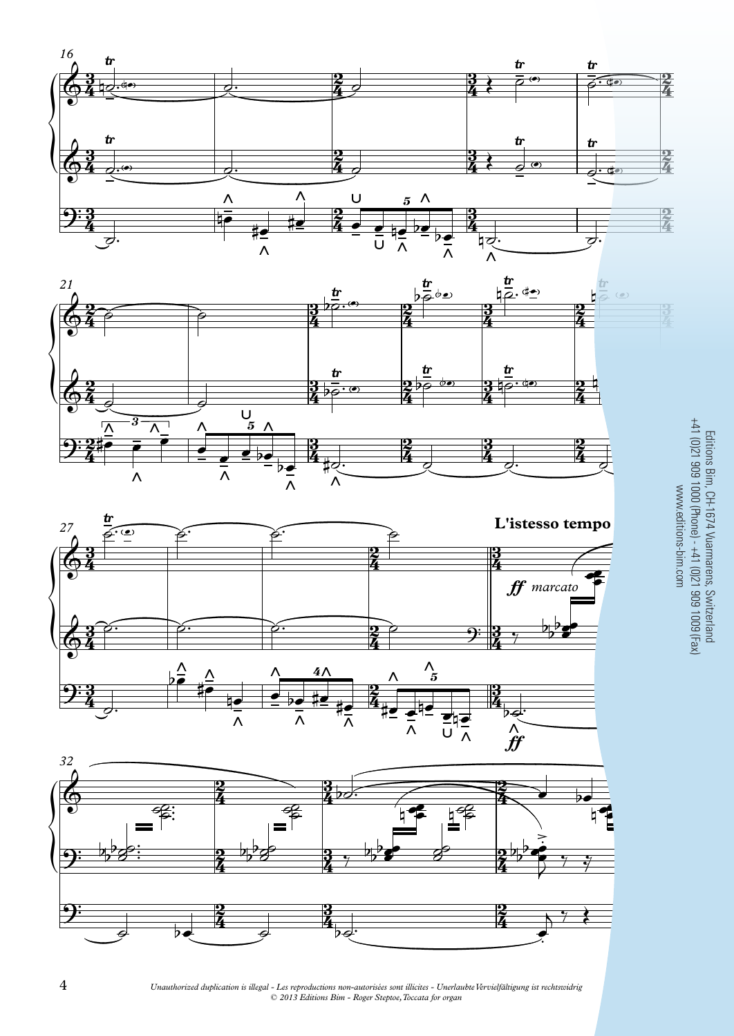**L'istesso tempo**

*ff marcato*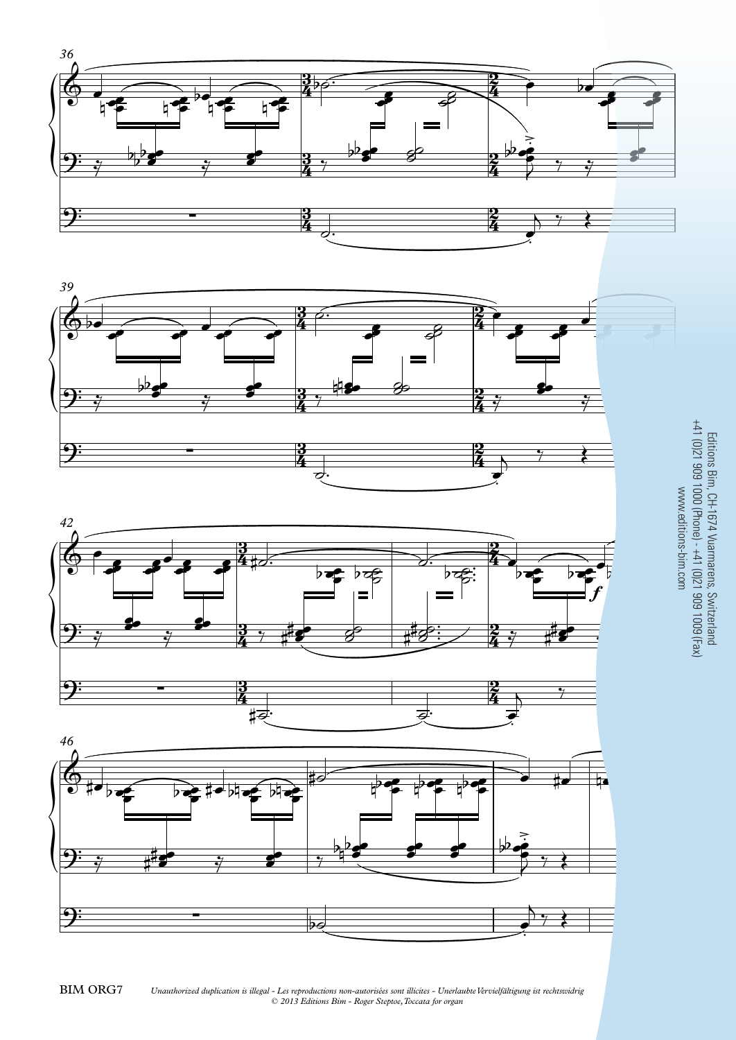Editions Bim, CH-1674 Vuarmarens, Switzerland
+41 (0)21 909 1000 (Phone) - +41 (0)21 909 1009 (Fax)
www.editions-bim.com

BIM ORG7

*Unauthorized duplication is illegal - Les reproductions non-autorisées sont illicites - Unerlaubte Vervielfältigung ist rechtswidrig*
*© 2013 Editions Bim - Roger Steptoe, Toccata for organ*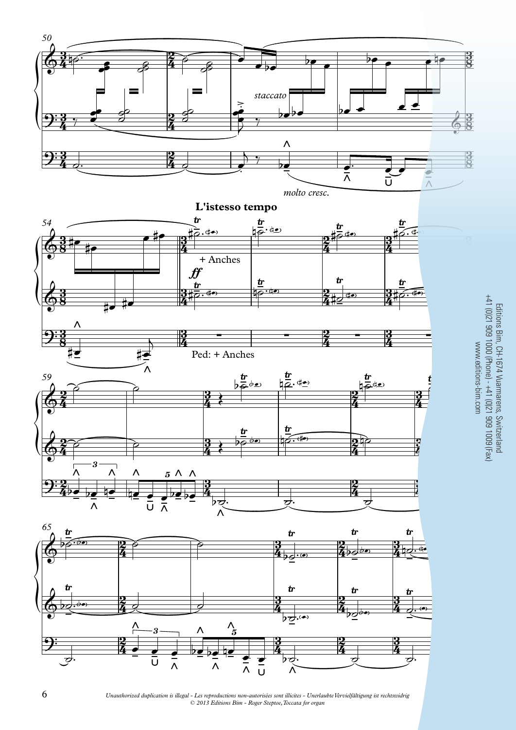**L'istesso tempo**

*staccato*

*molto cresc.*

+ Anches

*ff*

Ped: + Anches

Editions Bim, CH-1674 Vuarmarens, Switzerland
+41 (0)21 909 1000 (Phone) - +41 (0)21 909 1009 (Fax)
www.editions-bim.com

*Unauthorized duplication is illegal - Les reproductions non-autorisées sont illicites - Unerlaubte Vervielfältigung ist rechtswidrig*
*© 2013 Editions Bim - Roger Steptoe, Toccata for organ*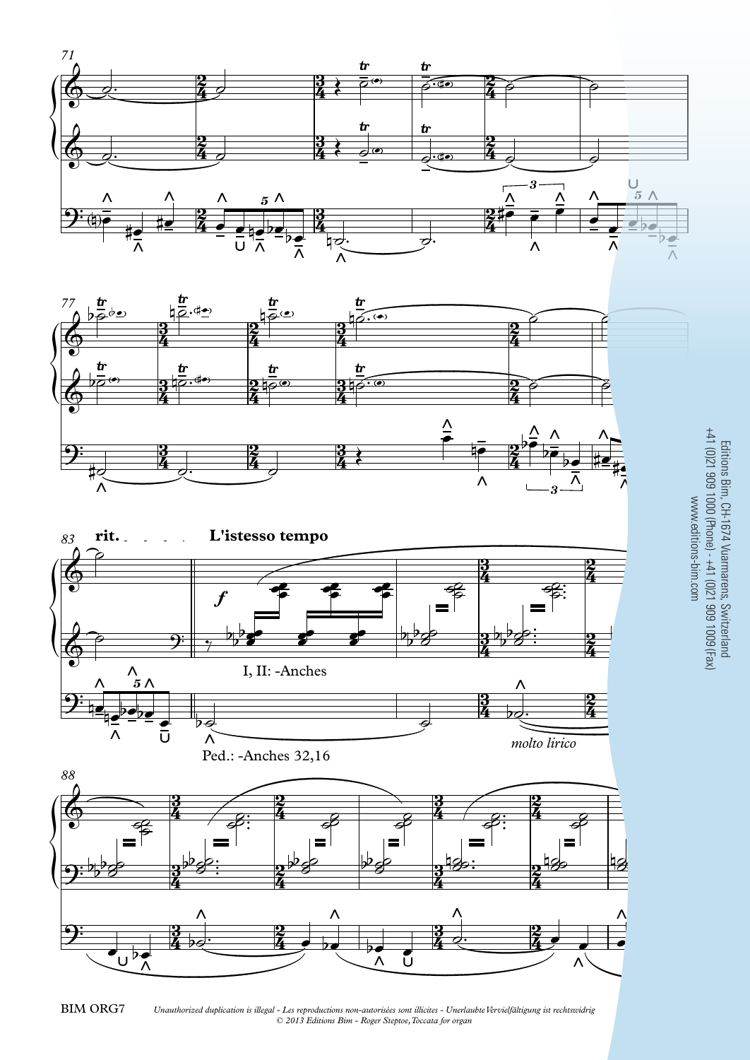rit. L'istesso tempo

I, II: -Anches

Ped.: -Anches 32,16

*molto lirico*

Editions Bim, CH-1674 Vuarmarens, Switzerland
+41 (0)21 909 1000 (Phone) - +41 (0)21 909 1009 (Fax)
www.editions-bim.com

BIM ORG7

*Unauthorized duplication is illegal - Les reproductions non-autorisées sont illicites - Unerlaubte Vervielfältigung ist rechtswidrig*
*© 2013 Editions Bim - Roger Steptoe, Toccata for organ*